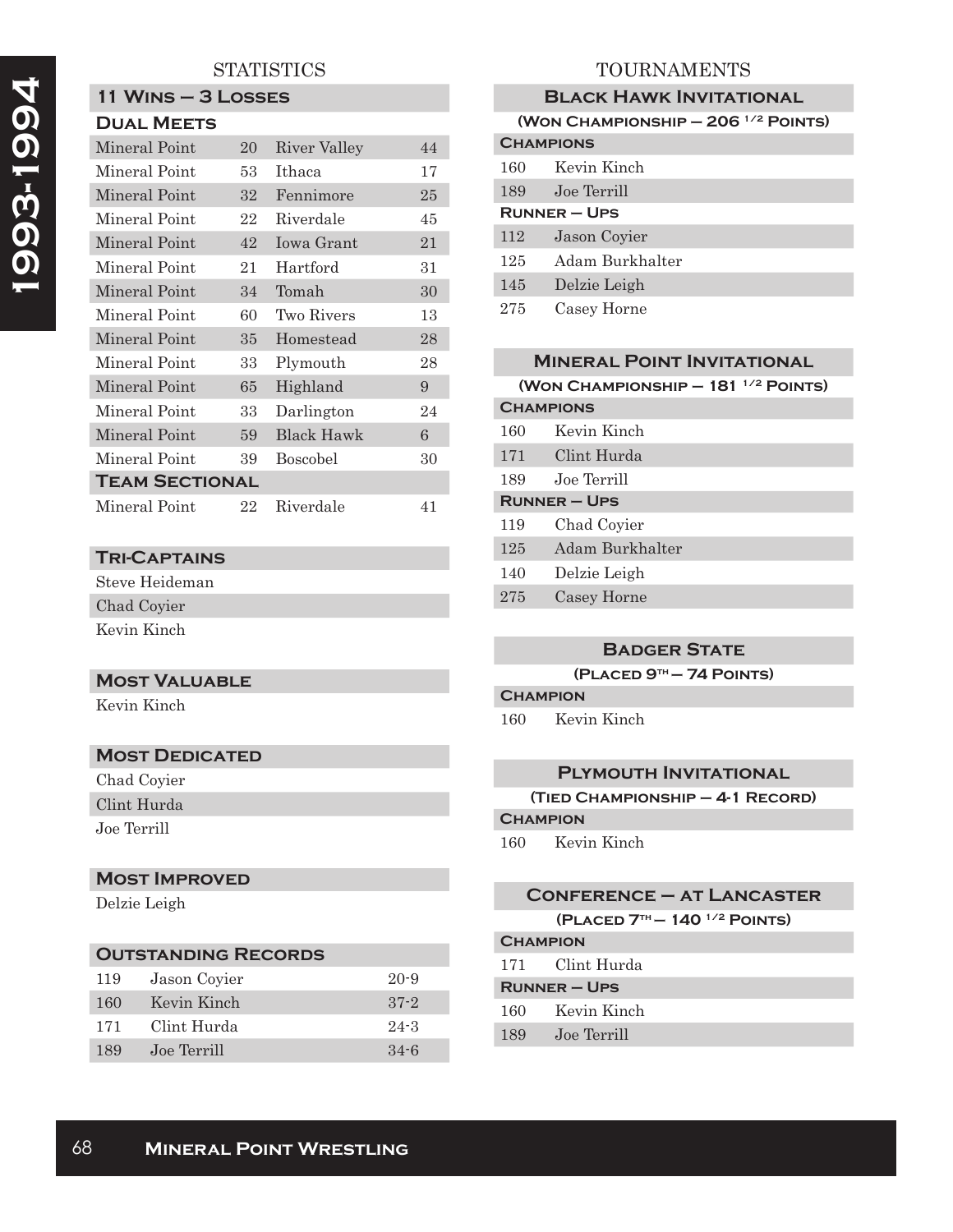# 1993-1994

## STATISTICS

### 11 Wins – 3 Losses

#### Dual Meets

| | | | |
|---|---|---|---|
| Mineral Point | 20 | River Valley | 44 |
| Mineral Point | 53 | Ithaca | 17 |
| Mineral Point | 32 | Fennimore | 25 |
| Mineral Point | 22 | Riverdale | 45 |
| Mineral Point | 42 | Iowa Grant | 21 |
| Mineral Point | 21 | Hartford | 31 |
| Mineral Point | 34 | Tomah | 30 |
| Mineral Point | 60 | Two Rivers | 13 |
| Mineral Point | 35 | Homestead | 28 |
| Mineral Point | 33 | Plymouth | 28 |
| Mineral Point | 65 | Highland | 9 |
| Mineral Point | 33 | Darlington | 24 |
| Mineral Point | 59 | Black Hawk | 6 |
| Mineral Point | 39 | Boscobel | 30 |

#### Team Sectional

| | | | |
|---|---|---|---|
| Mineral Point | 22 | Riverdale | 41 |

### Tri-Captains

Steve Heideman
Chad Coyier
Kevin Kinch

### Most Valuable

Kevin Kinch

### Most Dedicated

Chad Coyier
Clint Hurda
Joe Terrill

### Most Improved

Delzie Leigh

### Outstanding Records

| | | |
|---|---|---|
| 119 | Jason Coyier | 20-9 |
| 160 | Kevin Kinch | 37-2 |
| 171 | Clint Hurda | 24-3 |
| 189 | Joe Terrill | 34-6 |

## TOURNAMENTS

### Black Hawk Invitational

(Won Championship – 206 1/2 Points)

**Champions**

| | |
|---|---|
| 160 | Kevin Kinch |
| 189 | Joe Terrill |

**Runner – Ups**

| | |
|---|---|
| 112 | Jason Coyier |
| 125 | Adam Burkhalter |
| 145 | Delzie Leigh |
| 275 | Casey Horne |

### Mineral Point Invitational

(Won Championship – 181 1/2 Points)

**Champions**

| | |
|---|---|
| 160 | Kevin Kinch |
| 171 | Clint Hurda |
| 189 | Joe Terrill |

**Runner – Ups**

| | |
|---|---|
| 119 | Chad Coyier |
| 125 | Adam Burkhalter |
| 140 | Delzie Leigh |
| 275 | Casey Horne |

### Badger State

(Placed 9th – 74 Points)

**Champion**

| | |
|---|---|
| 160 | Kevin Kinch |

### Plymouth Invitational

(Tied Championship – 4-1 Record)

**Champion**

| | |
|---|---|
| 160 | Kevin Kinch |

### Conference – at Lancaster

(Placed 7th – 140 1/2 Points)

**Champion**

| | |
|---|---|
| 171 | Clint Hurda |

**Runner – Ups**

| | |
|---|---|
| 160 | Kevin Kinch |
| 189 | Joe Terrill |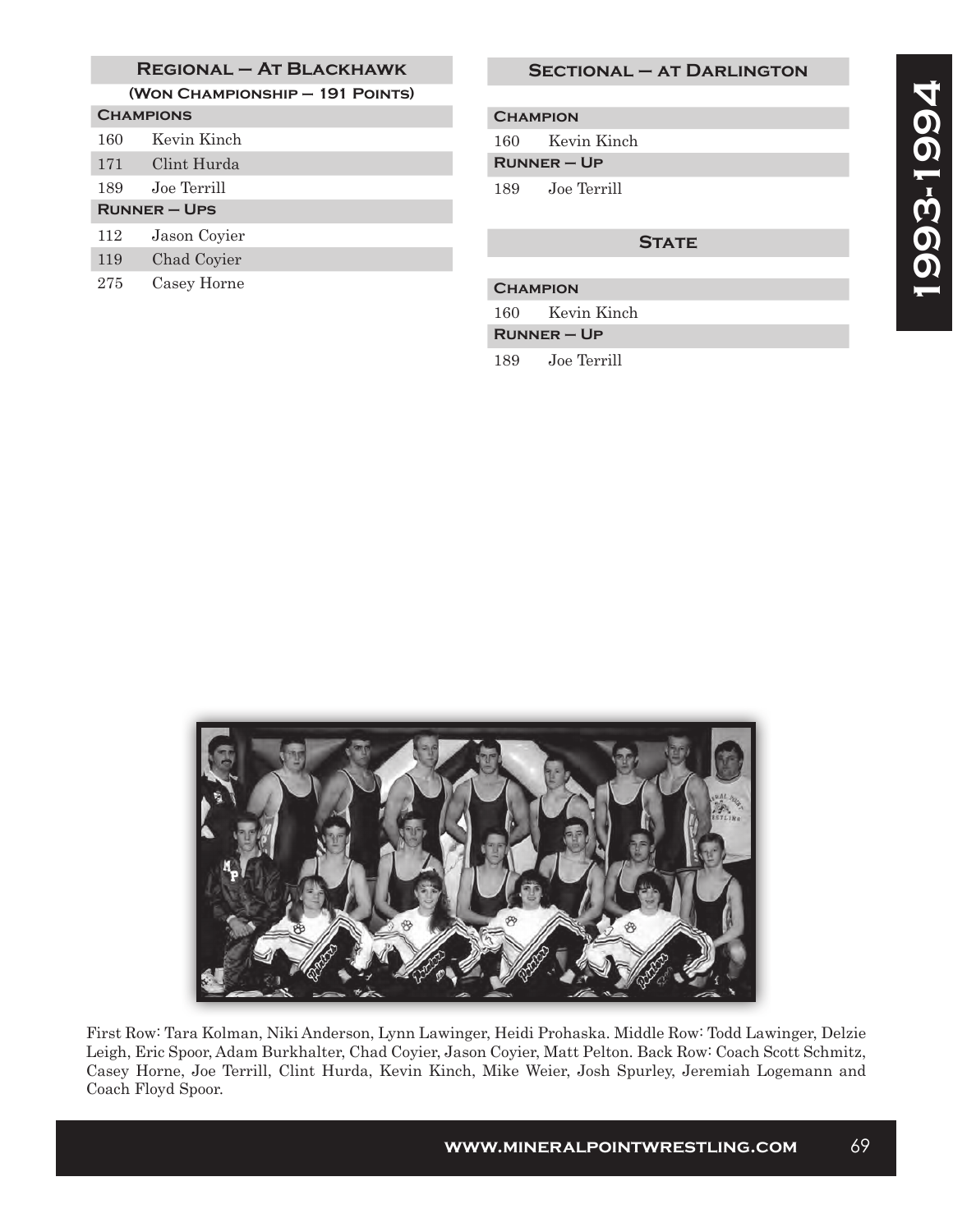## Regional – At Blackhawk

**(Won Championship – 191 Points)**

| | |
|---|---|
| **Champions** | |
| 160 | Kevin Kinch |
| 171 | Clint Hurda |
| 189 | Joe Terrill |
| **Runner – Ups** | |
| 112 | Jason Coyier |
| 119 | Chad Coyier |
| 275 | Casey Horne |

## Sectional – at Darlington

| | |
|---|---|
| **Champion** | |
| 160 | Kevin Kinch |
| **Runner – Up** | |
| 189 | Joe Terrill |

## State

| | |
|---|---|
| **Champion** | |
| 160 | Kevin Kinch |
| **Runner – Up** | |
| 189 | Joe Terrill |

First Row: Tara Kolman, Niki Anderson, Lynn Lawinger, Heidi Prohaska. Middle Row: Todd Lawinger, Delzie Leigh, Eric Spoor, Adam Burkhalter, Chad Coyier, Jason Coyier, Matt Pelton. Back Row: Coach Scott Schmitz, Casey Horne, Joe Terrill, Clint Hurda, Kevin Kinch, Mike Weier, Josh Spurley, Jeremiah Logemann and Coach Floyd Spoor.